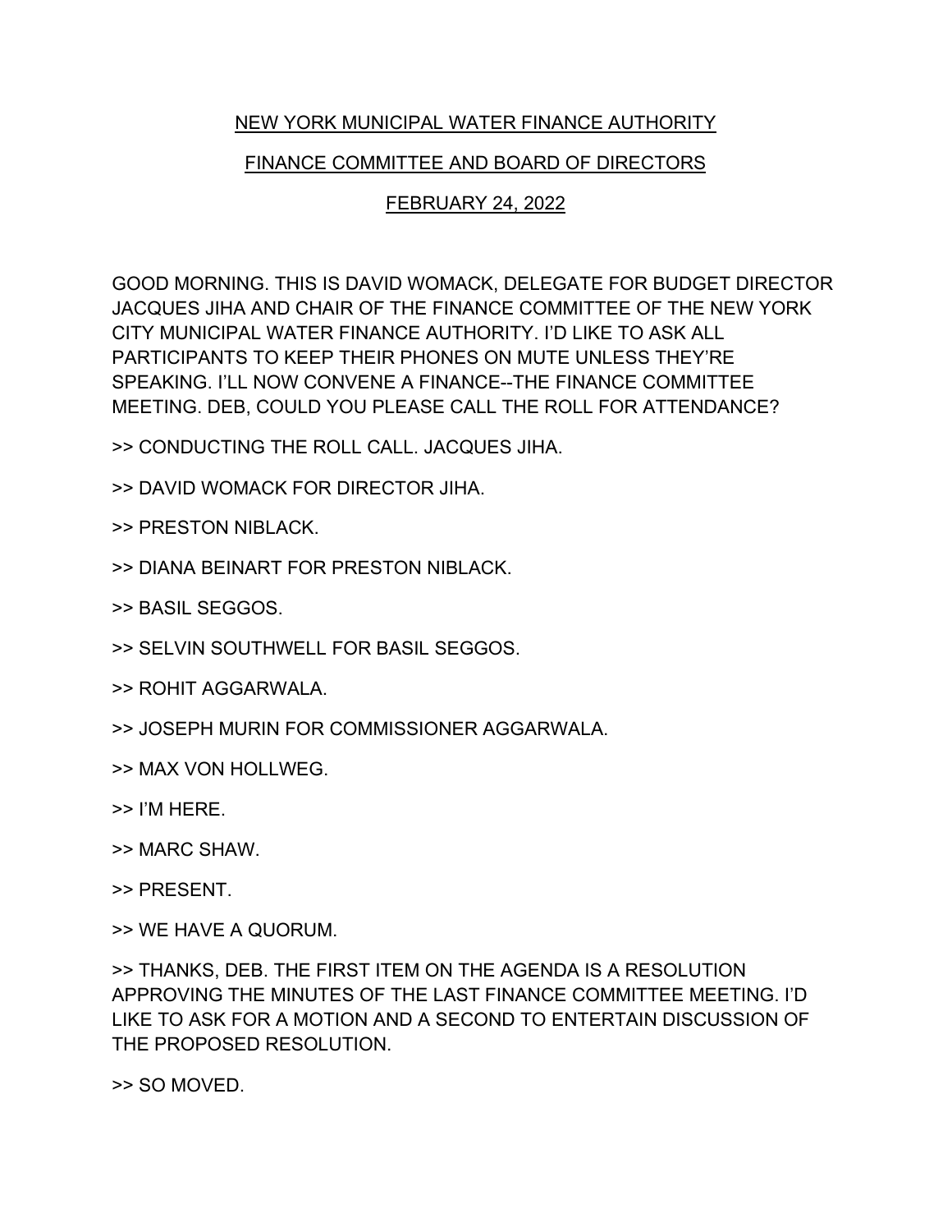# NEW YORK MUNICIPAL WATER FINANCE AUTHORITY

## FINANCE COMMITTEE AND BOARD OF DIRECTORS

## FEBRUARY 24, 2022

GOOD MORNING. THIS IS DAVID WOMACK, DELEGATE FOR BUDGET DIRECTOR JACQUES JIHA AND CHAIR OF THE FINANCE COMMITTEE OF THE NEW YORK CITY MUNICIPAL WATER FINANCE AUTHORITY. I'D LIKE TO ASK ALL PARTICIPANTS TO KEEP THEIR PHONES ON MUTE UNLESS THEY'RE SPEAKING. I'LL NOW CONVENE A FINANCE--THE FINANCE COMMITTEE MEETING. DEB, COULD YOU PLEASE CALL THE ROLL FOR ATTENDANCE?

>> CONDUCTING THE ROLL CALL. JACQUES JIHA.

>> DAVID WOMACK FOR DIRECTOR JIHA.

>> PRESTON NIBLACK.

>> DIANA BEINART FOR PRESTON NIBLACK.

>> BASIL SEGGOS.

>> SELVIN SOUTHWELL FOR BASIL SEGGOS.

>> ROHIT AGGARWALA.

>> JOSEPH MURIN FOR COMMISSIONER AGGARWALA.

>> MAX VON HOLLWEG.

>> I'M HERE.

>> MARC SHAW.

>> PRESENT.

>> WE HAVE A QUORUM.

>> THANKS, DEB. THE FIRST ITEM ON THE AGENDA IS A RESOLUTION APPROVING THE MINUTES OF THE LAST FINANCE COMMITTEE MEETING. I'D LIKE TO ASK FOR A MOTION AND A SECOND TO ENTERTAIN DISCUSSION OF THE PROPOSED RESOLUTION.

>> SO MOVED.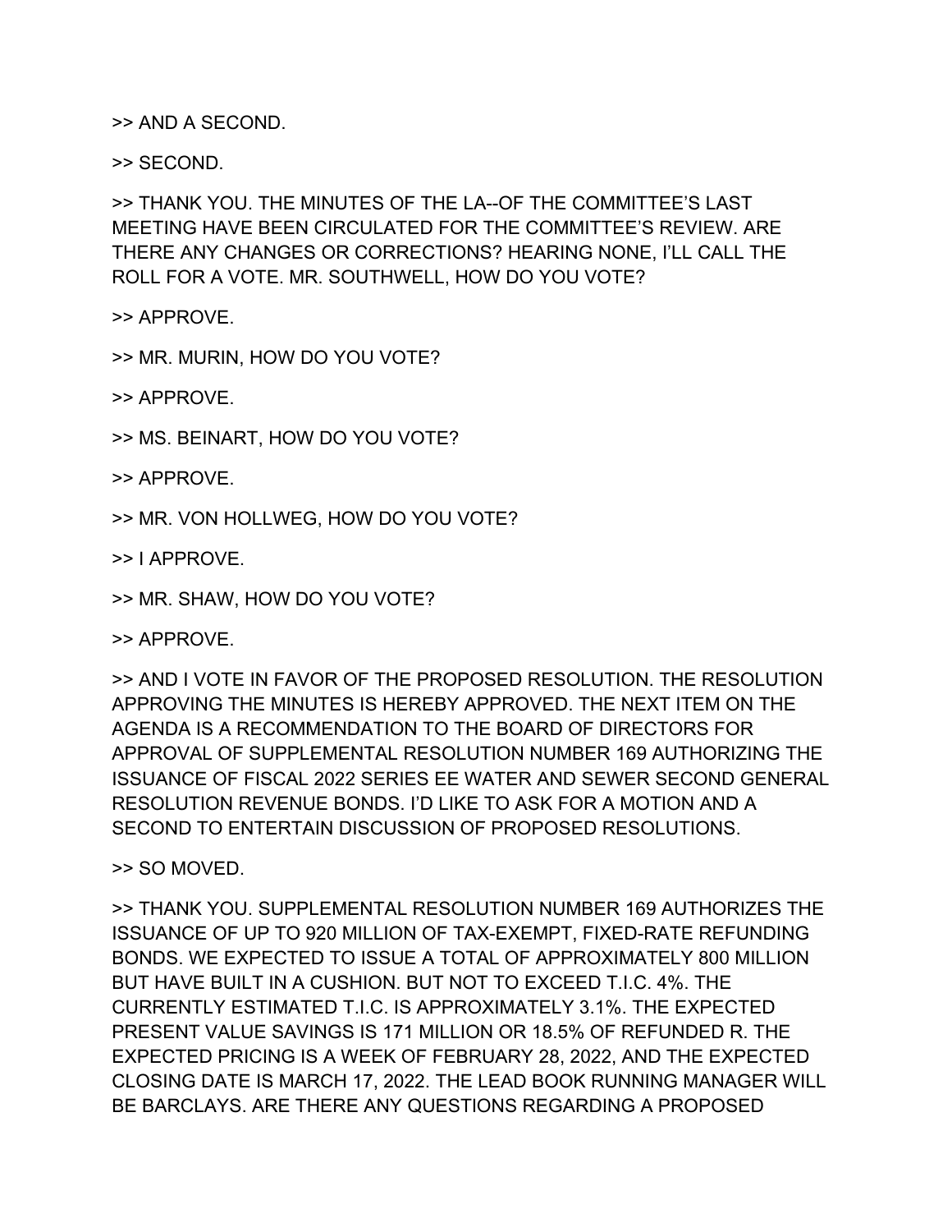>> AND A SECOND.

>> SECOND.

>> THANK YOU. THE MINUTES OF THE LA--OF THE COMMITTEE'S LAST MEETING HAVE BEEN CIRCULATED FOR THE COMMITTEE'S REVIEW. ARE THERE ANY CHANGES OR CORRECTIONS? HEARING NONE, I'LL CALL THE ROLL FOR A VOTE. MR. SOUTHWELL, HOW DO YOU VOTE?

>> APPROVE.

>> MR. MURIN, HOW DO YOU VOTE?

>> APPROVE.

>> MS. BEINART, HOW DO YOU VOTE?

>> APPROVE.

>> MR. VON HOLLWEG, HOW DO YOU VOTE?

>> I APPROVE.

>> MR. SHAW, HOW DO YOU VOTE?

>> APPROVE.

>> AND I VOTE IN FAVOR OF THE PROPOSED RESOLUTION. THE RESOLUTION APPROVING THE MINUTES IS HEREBY APPROVED. THE NEXT ITEM ON THE AGENDA IS A RECOMMENDATION TO THE BOARD OF DIRECTORS FOR APPROVAL OF SUPPLEMENTAL RESOLUTION NUMBER 169 AUTHORIZING THE ISSUANCE OF FISCAL 2022 SERIES EE WATER AND SEWER SECOND GENERAL RESOLUTION REVENUE BONDS. I'D LIKE TO ASK FOR A MOTION AND A SECOND TO ENTERTAIN DISCUSSION OF PROPOSED RESOLUTIONS.

>> SO MOVED.

>> THANK YOU. SUPPLEMENTAL RESOLUTION NUMBER 169 AUTHORIZES THE ISSUANCE OF UP TO 920 MILLION OF TAX-EXEMPT, FIXED-RATE REFUNDING BONDS. WE EXPECTED TO ISSUE A TOTAL OF APPROXIMATELY 800 MILLION BUT HAVE BUILT IN A CUSHION. BUT NOT TO EXCEED T.I.C. 4%. THE CURRENTLY ESTIMATED T.I.C. IS APPROXIMATELY 3.1%. THE EXPECTED PRESENT VALUE SAVINGS IS 171 MILLION OR 18.5% OF REFUNDED R. THE EXPECTED PRICING IS A WEEK OF FEBRUARY 28, 2022, AND THE EXPECTED CLOSING DATE IS MARCH 17, 2022. THE LEAD BOOK RUNNING MANAGER WILL BE BARCLAYS. ARE THERE ANY QUESTIONS REGARDING A PROPOSED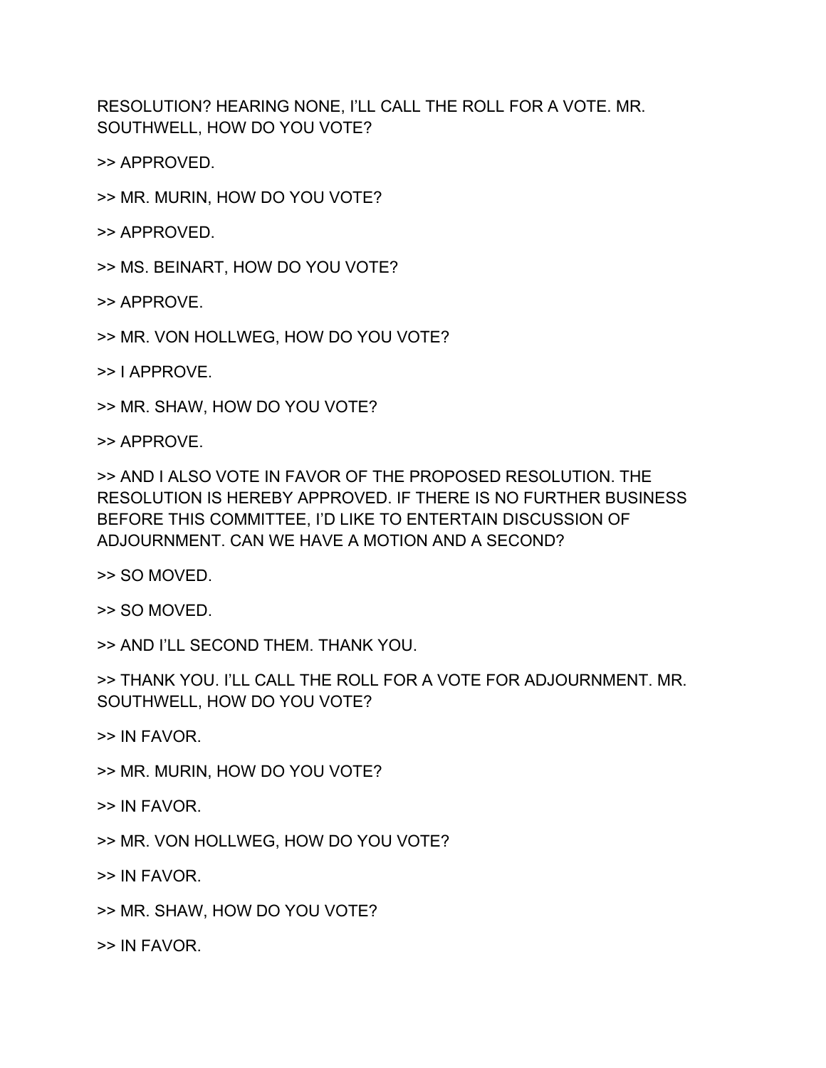RESOLUTION? HEARING NONE, I'LL CALL THE ROLL FOR A VOTE. MR. SOUTHWELL, HOW DO YOU VOTE?

>> APPROVED.

>> MR. MURIN, HOW DO YOU VOTE?

>> APPROVED.

>> MS. BEINART, HOW DO YOU VOTE?

>> APPROVE.

>> MR. VON HOLLWEG, HOW DO YOU VOTE?

>> I APPROVE.

>> MR. SHAW, HOW DO YOU VOTE?

>> APPROVE.

>> AND I ALSO VOTE IN FAVOR OF THE PROPOSED RESOLUTION. THE RESOLUTION IS HEREBY APPROVED. IF THERE IS NO FURTHER BUSINESS BEFORE THIS COMMITTEE, I'D LIKE TO ENTERTAIN DISCUSSION OF ADJOURNMENT. CAN WE HAVE A MOTION AND A SECOND?

>> SO MOVED.

>> SO MOVED.

>> AND I'LL SECOND THEM. THANK YOU.

>> THANK YOU. I'LL CALL THE ROLL FOR A VOTE FOR ADJOURNMENT. MR. SOUTHWELL, HOW DO YOU VOTE?

>> IN FAVOR.

>> MR. MURIN, HOW DO YOU VOTE?

>> IN FAVOR.

>> MR. VON HOLLWEG, HOW DO YOU VOTE?

>> IN FAVOR.

>> MR. SHAW, HOW DO YOU VOTE?

>> IN FAVOR.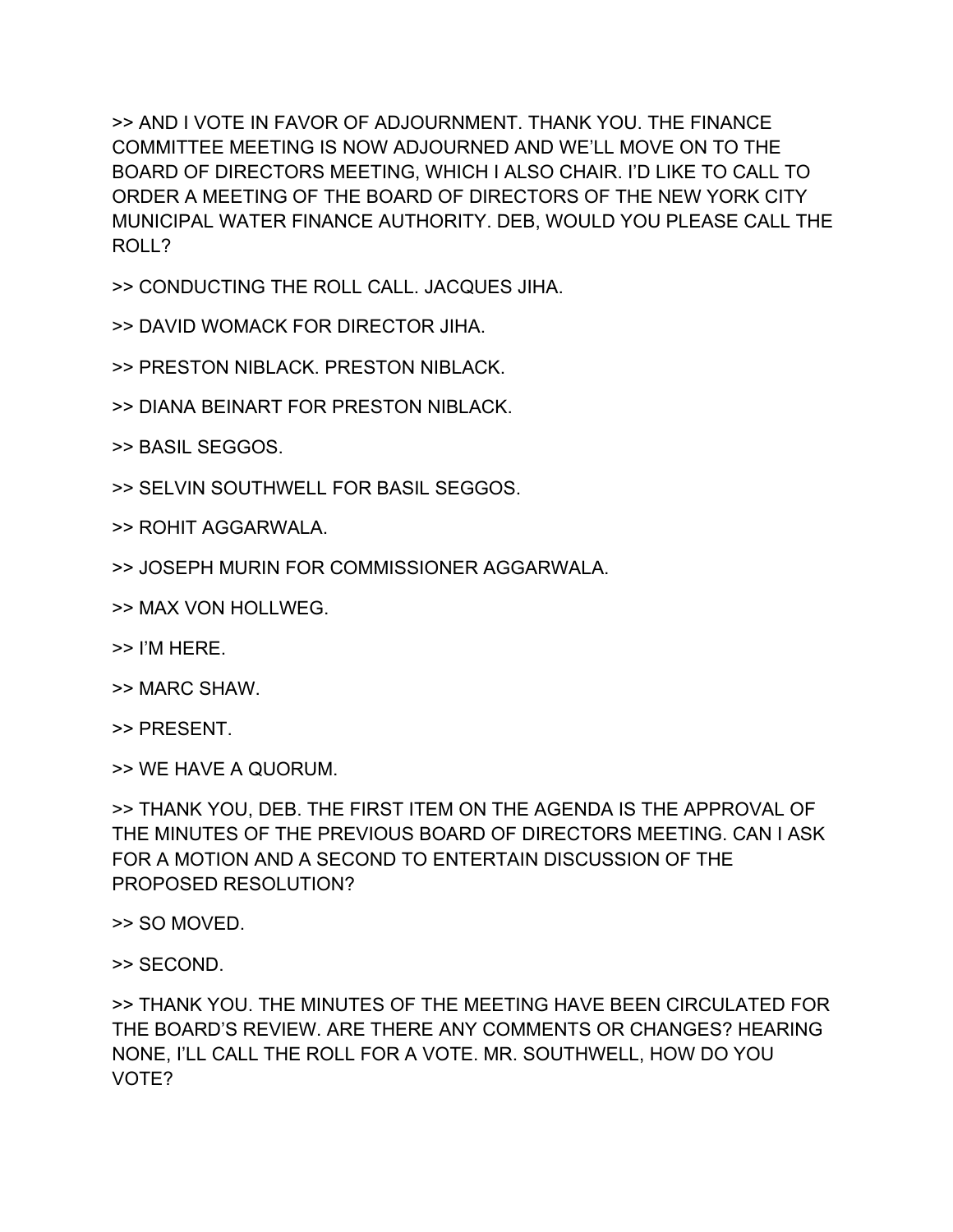>> AND I VOTE IN FAVOR OF ADJOURNMENT. THANK YOU. THE FINANCE COMMITTEE MEETING IS NOW ADJOURNED AND WE'LL MOVE ON TO THE BOARD OF DIRECTORS MEETING, WHICH I ALSO CHAIR. I'D LIKE TO CALL TO ORDER A MEETING OF THE BOARD OF DIRECTORS OF THE NEW YORK CITY MUNICIPAL WATER FINANCE AUTHORITY. DEB, WOULD YOU PLEASE CALL THE ROLL?

>> CONDUCTING THE ROLL CALL. JACQUES JIHA.

>> DAVID WOMACK FOR DIRECTOR JIHA.

>> PRESTON NIBLACK. PRESTON NIBLACK.

>> DIANA BEINART FOR PRESTON NIBLACK.

>> BASIL SEGGOS.

>> SELVIN SOUTHWELL FOR BASIL SEGGOS.

>> ROHIT AGGARWALA.

>> JOSEPH MURIN FOR COMMISSIONER AGGARWALA.

>> MAX VON HOLLWEG.

>> I'M HERE.

>> MARC SHAW.

>> PRESENT.

>> WE HAVE A QUORUM.

>> THANK YOU, DEB. THE FIRST ITEM ON THE AGENDA IS THE APPROVAL OF THE MINUTES OF THE PREVIOUS BOARD OF DIRECTORS MEETING. CAN I ASK FOR A MOTION AND A SECOND TO ENTERTAIN DISCUSSION OF THE PROPOSED RESOLUTION?

>> SO MOVED.

>> SECOND.

>> THANK YOU. THE MINUTES OF THE MEETING HAVE BEEN CIRCULATED FOR THE BOARD'S REVIEW. ARE THERE ANY COMMENTS OR CHANGES? HEARING NONE, I'LL CALL THE ROLL FOR A VOTE. MR. SOUTHWELL, HOW DO YOU VOTE?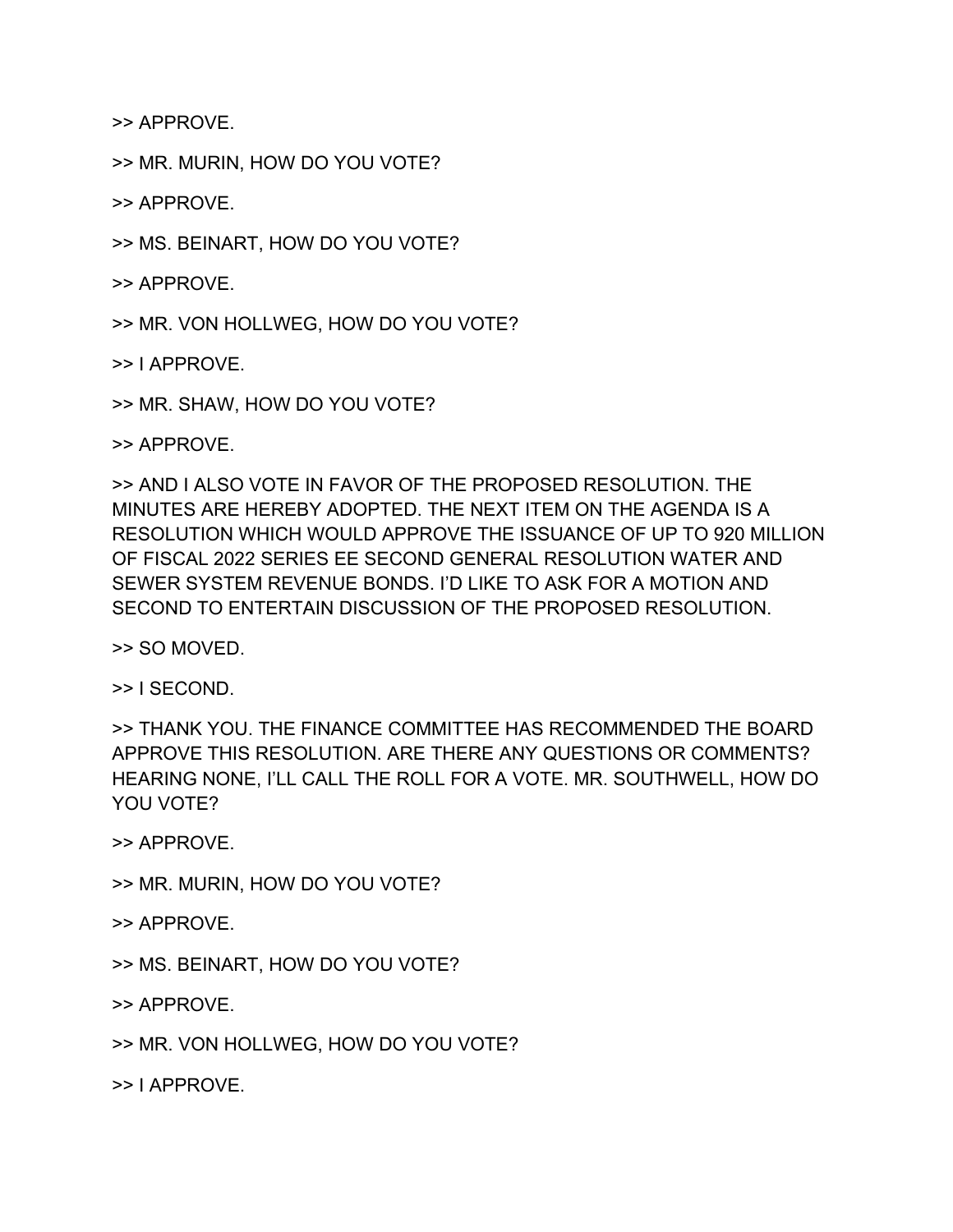>> APPROVE.

>> MR. MURIN, HOW DO YOU VOTE?

>> APPROVE.

>> MS. BEINART, HOW DO YOU VOTE?

>> APPROVE.

>> MR. VON HOLLWEG, HOW DO YOU VOTE?

>> I APPROVE.

>> MR. SHAW, HOW DO YOU VOTE?

>> APPROVE.

>> AND I ALSO VOTE IN FAVOR OF THE PROPOSED RESOLUTION. THE MINUTES ARE HEREBY ADOPTED. THE NEXT ITEM ON THE AGENDA IS A RESOLUTION WHICH WOULD APPROVE THE ISSUANCE OF UP TO 920 MILLION OF FISCAL 2022 SERIES EE SECOND GENERAL RESOLUTION WATER AND SEWER SYSTEM REVENUE BONDS. I'D LIKE TO ASK FOR A MOTION AND SECOND TO ENTERTAIN DISCUSSION OF THE PROPOSED RESOLUTION.

>> SO MOVED.

>> I SECOND.

>> THANK YOU. THE FINANCE COMMITTEE HAS RECOMMENDED THE BOARD APPROVE THIS RESOLUTION. ARE THERE ANY QUESTIONS OR COMMENTS? HEARING NONE, I'LL CALL THE ROLL FOR A VOTE. MR. SOUTHWELL, HOW DO YOU VOTE?

>> APPROVE.

>> MR. MURIN, HOW DO YOU VOTE?

>> APPROVE.

>> MS. BEINART, HOW DO YOU VOTE?

>> APPROVE.

>> MR. VON HOLLWEG, HOW DO YOU VOTE?

>> I APPROVE.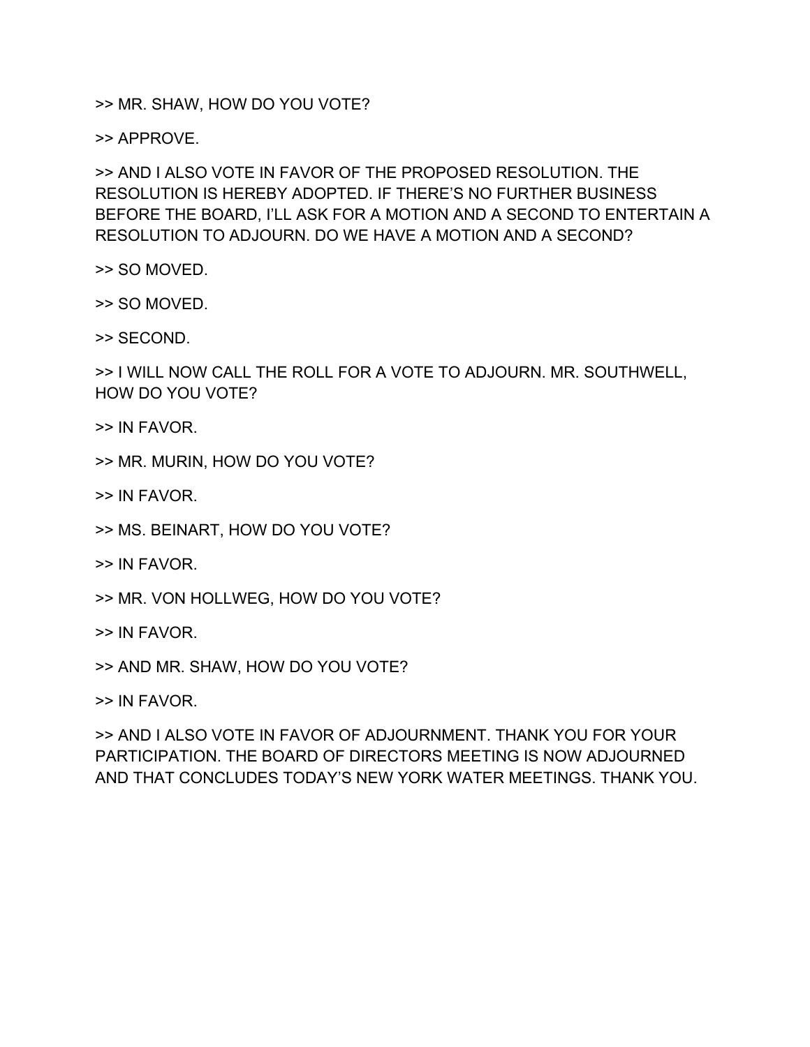>> MR. SHAW, HOW DO YOU VOTE?

>> APPROVE.

>> AND I ALSO VOTE IN FAVOR OF THE PROPOSED RESOLUTION. THE RESOLUTION IS HEREBY ADOPTED. IF THERE'S NO FURTHER BUSINESS BEFORE THE BOARD, I'LL ASK FOR A MOTION AND A SECOND TO ENTERTAIN A RESOLUTION TO ADJOURN. DO WE HAVE A MOTION AND A SECOND?

>> SO MOVED.

>> SO MOVED.

>> SECOND.

>> I WILL NOW CALL THE ROLL FOR A VOTE TO ADJOURN. MR. SOUTHWELL, HOW DO YOU VOTE?

>> IN FAVOR.

>> MR. MURIN, HOW DO YOU VOTE?

>> IN FAVOR.

>> MS. BEINART, HOW DO YOU VOTE?

>> IN FAVOR.

>> MR. VON HOLLWEG, HOW DO YOU VOTE?

>> IN FAVOR.

>> AND MR. SHAW, HOW DO YOU VOTE?

>> IN FAVOR.

>> AND I ALSO VOTE IN FAVOR OF ADJOURNMENT. THANK YOU FOR YOUR PARTICIPATION. THE BOARD OF DIRECTORS MEETING IS NOW ADJOURNED AND THAT CONCLUDES TODAY'S NEW YORK WATER MEETINGS. THANK YOU.